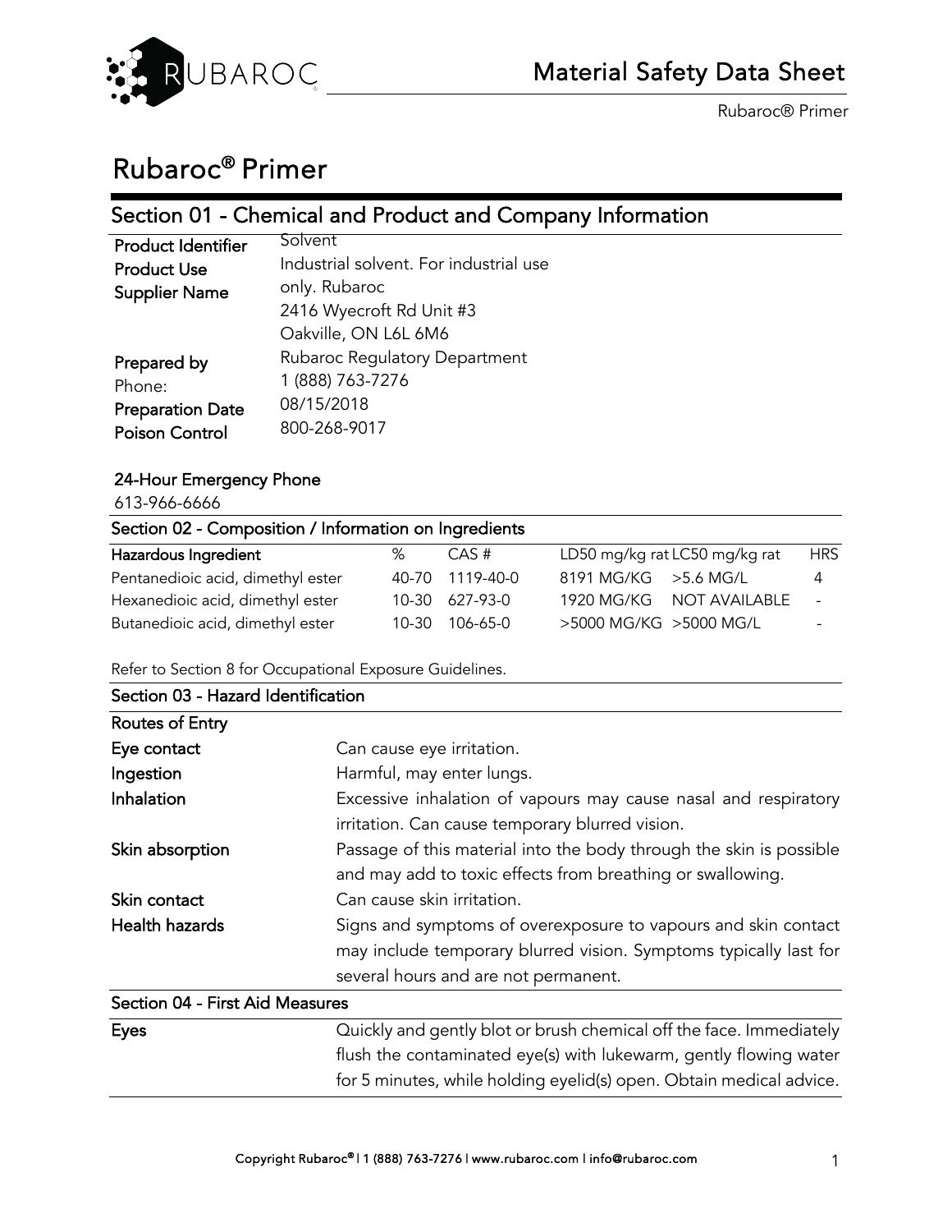# Rubaroc® Primer

## Section 01 - Chemical and Product and Company Information

| | |
|---|---|
| **Product Identifier** | Solvent |
| **Product Use** | Industrial solvent. For industrial use only. |
| **Supplier Name** | Rubaroc<br>2416 Wyecroft Rd Unit #3<br>Oakville, ON L6L 6M6 |
| **Prepared by** | Rubaroc Regulatory Department |
| Phone: | 1 (888) 763-7276 |
| **Preparation Date** | 08/15/2018 |
| **Poison Control** | 800-268-9017 |

**24-Hour Emergency Phone**
613-966-6666

## Section 02 - Composition / Information on Ingredients

| Hazardous Ingredient | % | CAS # | LD50 mg/kg rat | LC50 mg/kg rat | HRS |
|---|---|---|---|---|---|
| Pentanedioic acid, dimethyl ester | 40-70 | 1119-40-0 | 8191 MG/KG | >5.6 MG/L | 4 |
| Hexanedioic acid, dimethyl ester | 10-30 | 627-93-0 | 1920 MG/KG | NOT AVAILABLE | - |
| Butanedioic acid, dimethyl ester | 10-30 | 106-65-0 | >5000 MG/KG | >5000 MG/L | - |

Refer to Section 8 for Occupational Exposure Guidelines.

## Section 03 - Hazard Identification

**Routes of Entry**

| | |
|---|---|
| **Eye contact** | Can cause eye irritation. |
| **Ingestion** | Harmful, may enter lungs. |
| **Inhalation** | Excessive inhalation of vapours may cause nasal and respiratory irritation. Can cause temporary blurred vision. |
| **Skin absorption** | Passage of this material into the body through the skin is possible and may add to toxic effects from breathing or swallowing. |
| **Skin contact** | Can cause skin irritation. |
| **Health hazards** | Signs and symptoms of overexposure to vapours and skin contact may include temporary blurred vision. Symptoms typically last for several hours and are not permanent. |

## Section 04 - First Aid Measures

| | |
|---|---|
| **Eyes** | Quickly and gently blot or brush chemical off the face. Immediately flush the contaminated eye(s) with lukewarm, gently flowing water for 5 minutes, while holding eyelid(s) open. Obtain medical advice. |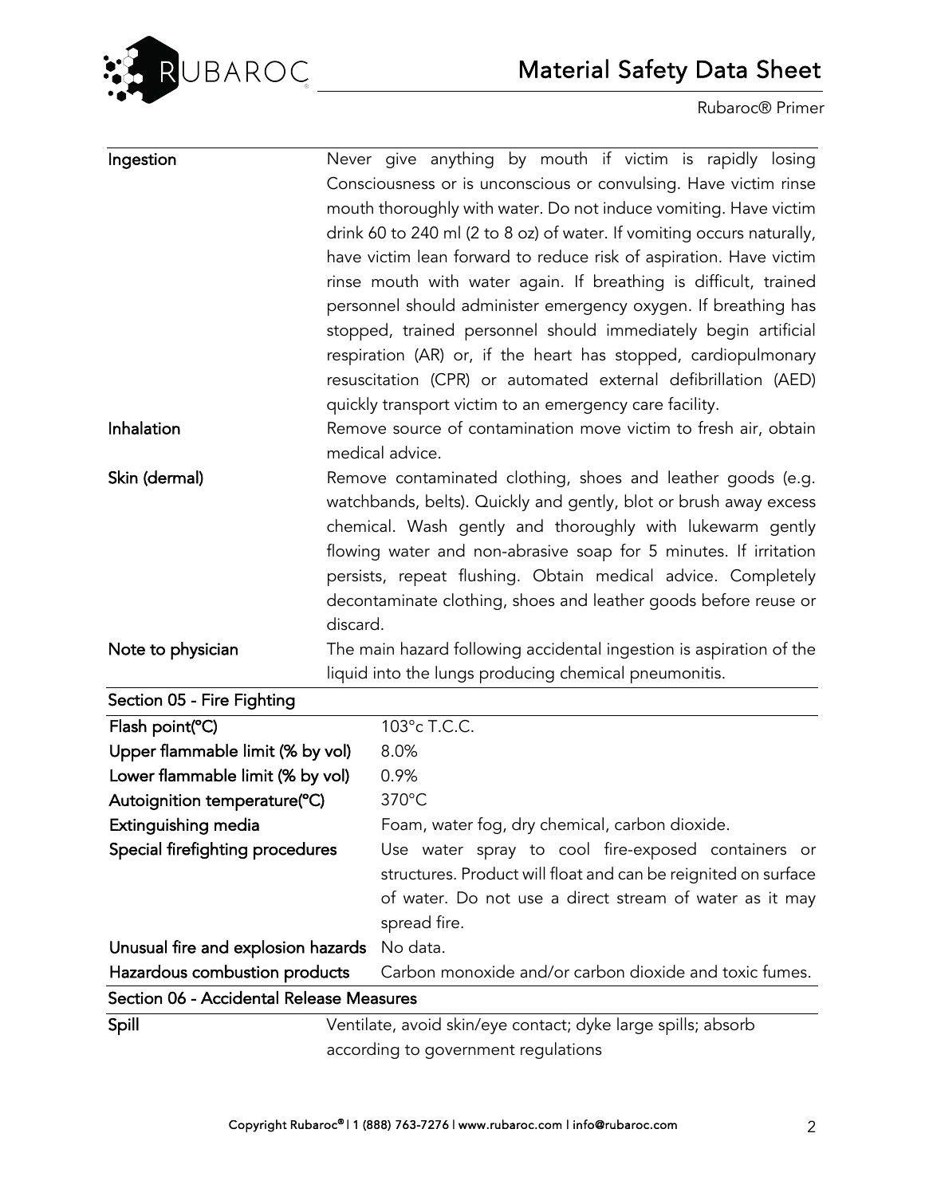| | |
|---|---|
| **Ingestion** | Never give anything by mouth if victim is rapidly losing Consciousness or is unconscious or convulsing. Have victim rinse mouth thoroughly with water. Do not induce vomiting. Have victim drink 60 to 240 ml (2 to 8 oz) of water. If vomiting occurs naturally, have victim lean forward to reduce risk of aspiration. Have victim rinse mouth with water again. If breathing is difficult, trained personnel should administer emergency oxygen. If breathing has stopped, trained personnel should immediately begin artificial respiration (AR) or, if the heart has stopped, cardiopulmonary resuscitation (CPR) or automated external defibrillation (AED) quickly transport victim to an emergency care facility. |
| **Inhalation** | Remove source of contamination move victim to fresh air, obtain medical advice. |
| **Skin (dermal)** | Remove contaminated clothing, shoes and leather goods (e.g. watchbands, belts). Quickly and gently, blot or brush away excess chemical. Wash gently and thoroughly with lukewarm gently flowing water and non-abrasive soap for 5 minutes. If irritation persists, repeat flushing. Obtain medical advice. Completely decontaminate clothing, shoes and leather goods before reuse or discard. |
| **Note to physician** | The main hazard following accidental ingestion is aspiration of the liquid into the lungs producing chemical pneumonitis. |

## Section 05 - Fire Fighting

| | |
|---|---|
| **Flash point(°C)** | 103°c T.C.C. |
| **Upper flammable limit (% by vol)** | 8.0% |
| **Lower flammable limit (% by vol)** | 0.9% |
| **Autoignition temperature(°C)** | 370°C |
| **Extinguishing media** | Foam, water fog, dry chemical, carbon dioxide. |
| **Special firefighting procedures** | Use water spray to cool fire-exposed containers or structures. Product will float and can be reignited on surface of water. Do not use a direct stream of water as it may spread fire. |
| **Unusual fire and explosion hazards** | No data. |
| **Hazardous combustion products** | Carbon monoxide and/or carbon dioxide and toxic fumes. |

## Section 06 - Accidental Release Measures

| | |
|---|---|
| **Spill** | Ventilate, avoid skin/eye contact; dyke large spills; absorb according to government regulations |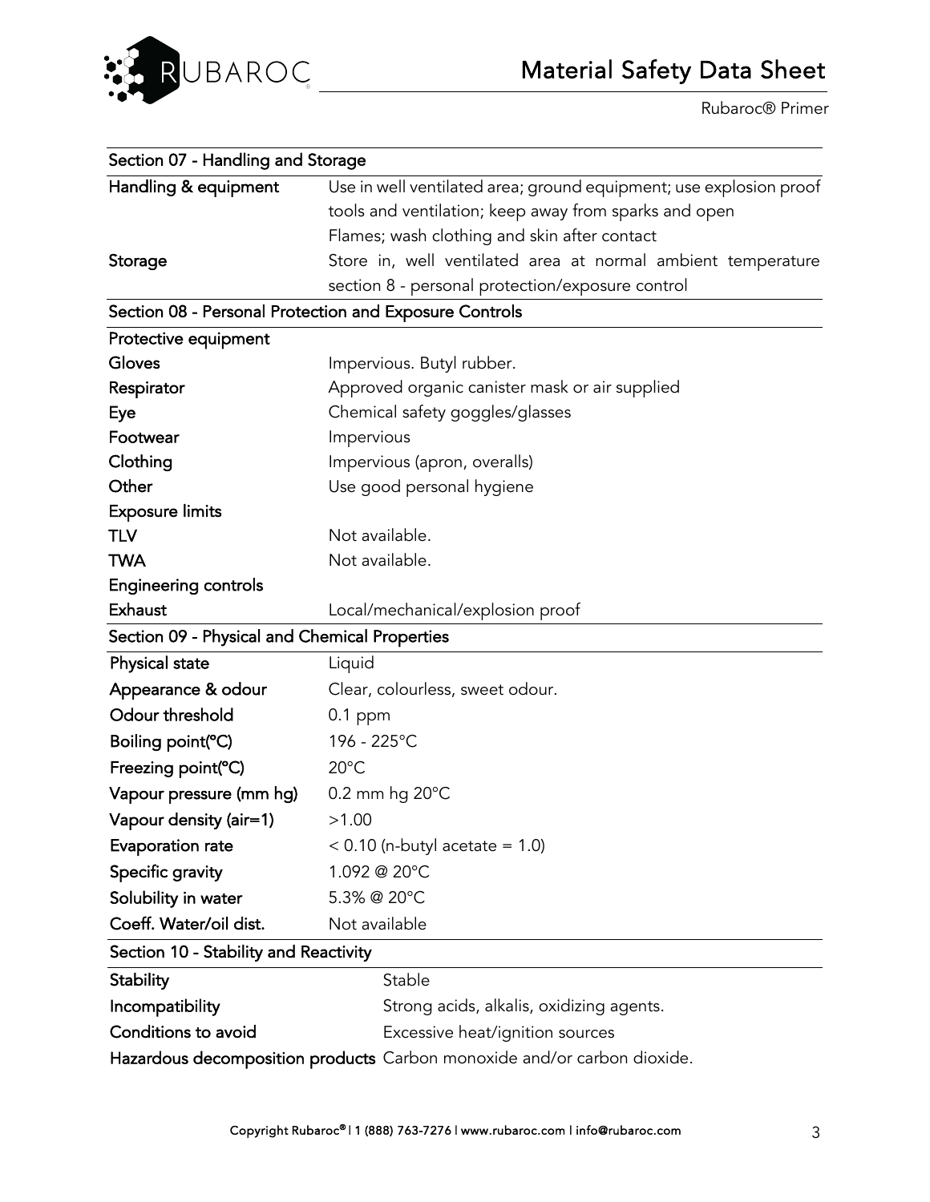## Section 07 - Handling and Storage

| | |
|---|---|
| **Handling & equipment** | Use in well ventilated area; ground equipment; use explosion proof tools and ventilation; keep away from sparks and open Flames; wash clothing and skin after contact |
| **Storage** | Store in, well ventilated area at normal ambient temperature section 8 - personal protection/exposure control |

## Section 08 - Personal Protection and Exposure Controls

| | |
|---|---|
| **Protective equipment** | |
| **Gloves** | Impervious. Butyl rubber. |
| **Respirator** | Approved organic canister mask or air supplied |
| **Eye** | Chemical safety goggles/glasses |
| **Footwear** | Impervious |
| **Clothing** | Impervious (apron, overalls) |
| **Other** | Use good personal hygiene |
| **Exposure limits** | |
| **TLV** | Not available. |
| **TWA** | Not available. |
| **Engineering controls** | |
| **Exhaust** | Local/mechanical/explosion proof |

## Section 09 - Physical and Chemical Properties

| | |
|---|---|
| **Physical state** | Liquid |
| **Appearance & odour** | Clear, colourless, sweet odour. |
| **Odour threshold** | 0.1 ppm |
| **Boiling point(°C)** | 196 - 225°C |
| **Freezing point(°C)** | 20°C |
| **Vapour pressure (mm hg)** | 0.2 mm hg 20°C |
| **Vapour density (air=1)** | >1.00 |
| **Evaporation rate** | < 0.10 (n-butyl acetate = 1.0) |
| **Specific gravity** | 1.092 @ 20°C |
| **Solubility in water** | 5.3% @ 20°C |
| **Coeff. Water/oil dist.** | Not available |

## Section 10 - Stability and Reactivity

| | |
|---|---|
| **Stability** | Stable |
| **Incompatibility** | Strong acids, alkalis, oxidizing agents. |
| **Conditions to avoid** | Excessive heat/ignition sources |
| **Hazardous decomposition products** | Carbon monoxide and/or carbon dioxide. |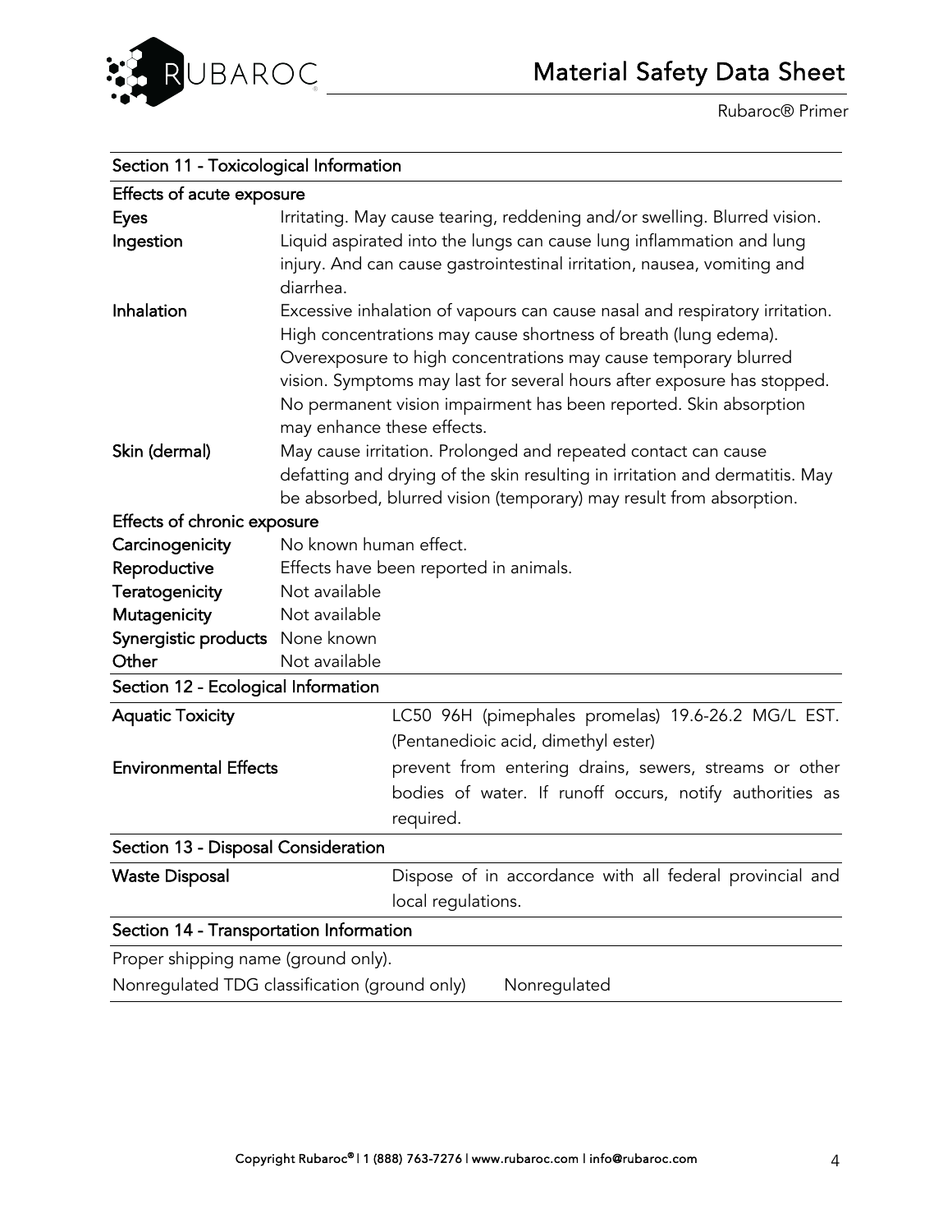## Section 11 - Toxicological Information

### Effects of acute exposure

| | |
|---|---|
| **Eyes** | Irritating. May cause tearing, reddening and/or swelling. Blurred vision. |
| **Ingestion** | Liquid aspirated into the lungs can cause lung inflammation and lung injury. And can cause gastrointestinal irritation, nausea, vomiting and diarrhea. |
| **Inhalation** | Excessive inhalation of vapours can cause nasal and respiratory irritation. High concentrations may cause shortness of breath (lung edema). Overexposure to high concentrations may cause temporary blurred vision. Symptoms may last for several hours after exposure has stopped. No permanent vision impairment has been reported. Skin absorption may enhance these effects. |
| **Skin (dermal)** | May cause irritation. Prolonged and repeated contact can cause defatting and drying of the skin resulting in irritation and dermatitis. May be absorbed, blurred vision (temporary) may result from absorption. |

### Effects of chronic exposure

| | |
|---|---|
| **Carcinogenicity** | No known human effect. |
| **Reproductive** | Effects have been reported in animals. |
| **Teratogenicity** | Not available |
| **Mutagenicity** | Not available |
| **Synergistic products** | None known |
| **Other** | Not available |

## Section 12 - Ecological Information

| | |
|---|---|
| **Aquatic Toxicity** | LC50 96H (pimephales promelas) 19.6-26.2 MG/L EST. (Pentanedioic acid, dimethyl ester) |
| **Environmental Effects** | prevent from entering drains, sewers, streams or other bodies of water. If runoff occurs, notify authorities as required. |

## Section 13 - Disposal Consideration

| | |
|---|---|
| **Waste Disposal** | Dispose of in accordance with all federal provincial and local regulations. |

## Section 14 - Transportation Information

Proper shipping name (ground only).

Nonregulated TDG classification (ground only) Nonregulated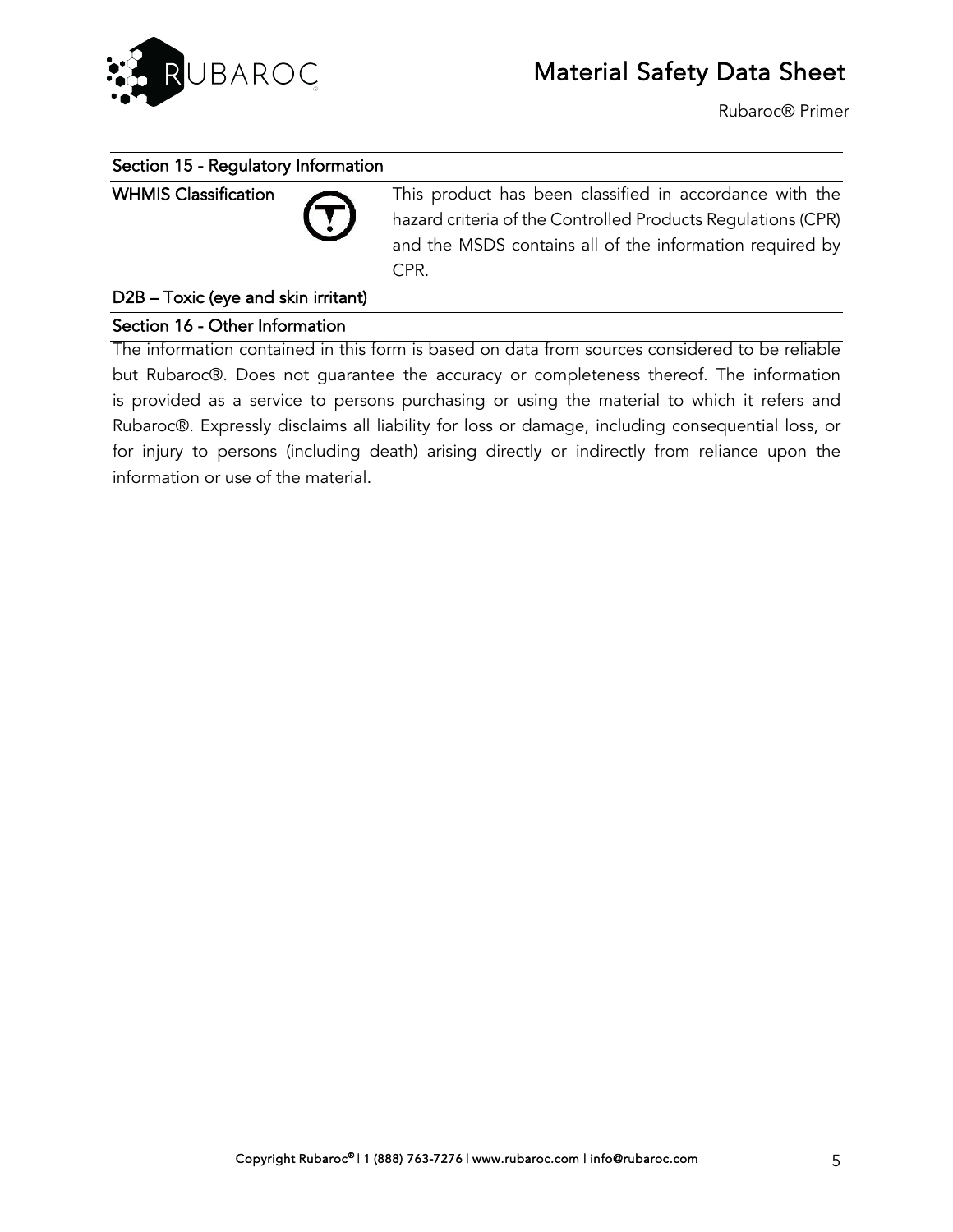## Section 15 - Regulatory Information

**WHMIS Classification**

This product has been classified in accordance with the hazard criteria of the Controlled Products Regulations (CPR) and the MSDS contains all of the information required by CPR.

**D2B – Toxic (eye and skin irritant)**

## Section 16 - Other Information

The information contained in this form is based on data from sources considered to be reliable but Rubaroc®. Does not guarantee the accuracy or completeness thereof. The information is provided as a service to persons purchasing or using the material to which it refers and Rubaroc®. Expressly disclaims all liability for loss or damage, including consequential loss, or for injury to persons (including death) arising directly or indirectly from reliance upon the information or use of the material.